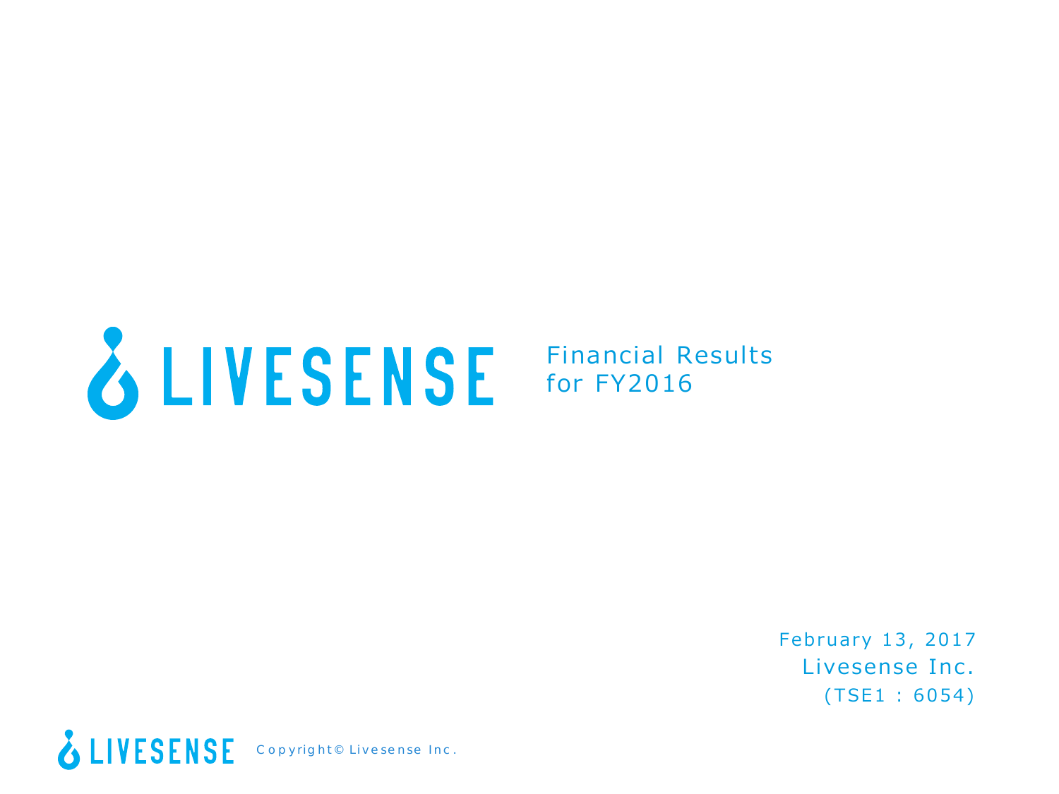# LIVESENSE Financial Results for FY2016

February 13, 2017

Livesense Inc.

(TSE1 : 6054)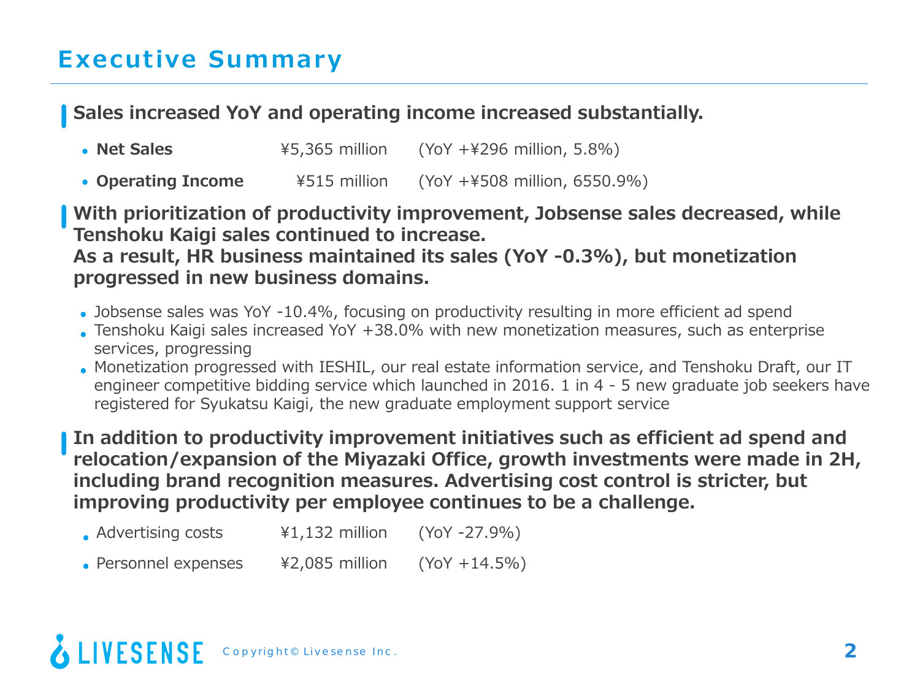# Executive Summary

**Sales increased YoY and operating income increased substantially.**

- **Net Sales** ¥5,365 million (YoY +¥296 million, 5.8%)
- **Operating Income** ¥515 million (YoY +¥508 million, 6550.9%)

**With prioritization of productivity improvement, Jobsense sales decreased, while Tenshoku Kaigi sales continued to increase.
As a result, HR business maintained its sales (YoY -0.3%), but monetization progressed in new business domains.**

- Jobsense sales was YoY -10.4%, focusing on productivity resulting in more efficient ad spend
- Tenshoku Kaigi sales increased YoY +38.0% with new monetization measures, such as enterprise services, progressing
- Monetization progressed with IESHIL, our real estate information service, and Tenshoku Draft, our IT engineer competitive bidding service which launched in 2016. 1 in 4 - 5 new graduate job seekers have registered for Syukatsu Kaigi, the new graduate employment support service

**In addition to productivity improvement initiatives such as efficient ad spend and relocation/expansion of the Miyazaki Office, growth investments were made in 2H, including brand recognition measures. Advertising cost control is stricter, but improving productivity per employee continues to be a challenge.**

- Advertising costs ¥1,132 million (YoY -27.9%)
- Personnel expenses ¥2,085 million (YoY +14.5%)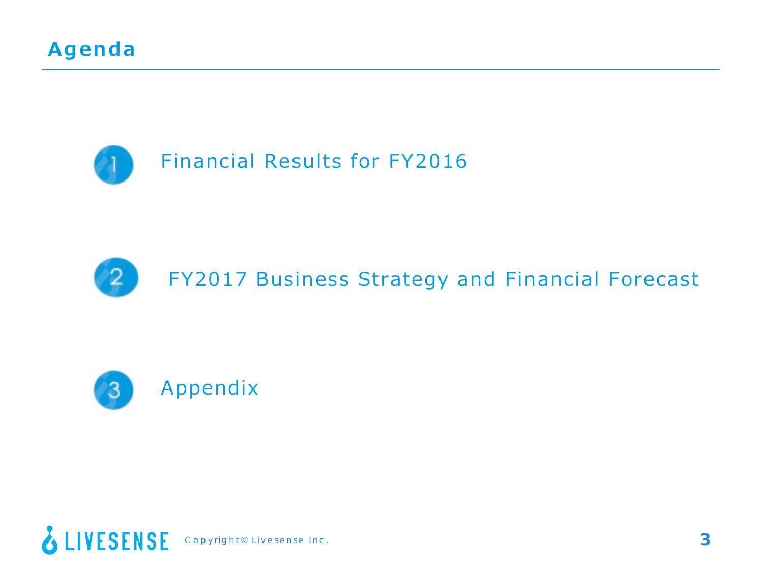# Agenda

1. Financial Results for FY2016

2. FY2017 Business Strategy and Financial Forecast

3. Appendix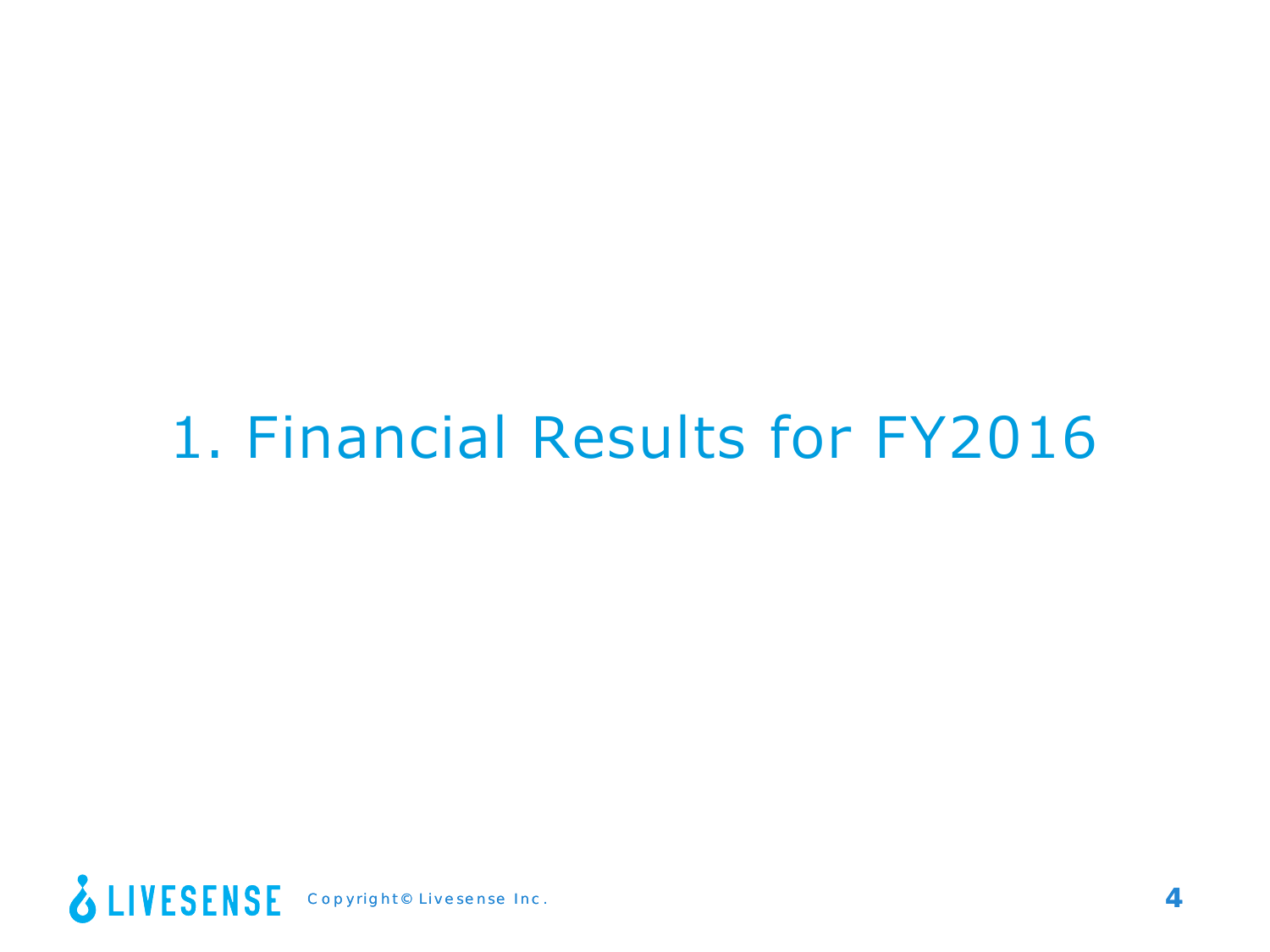# 1. Financial Results for FY2016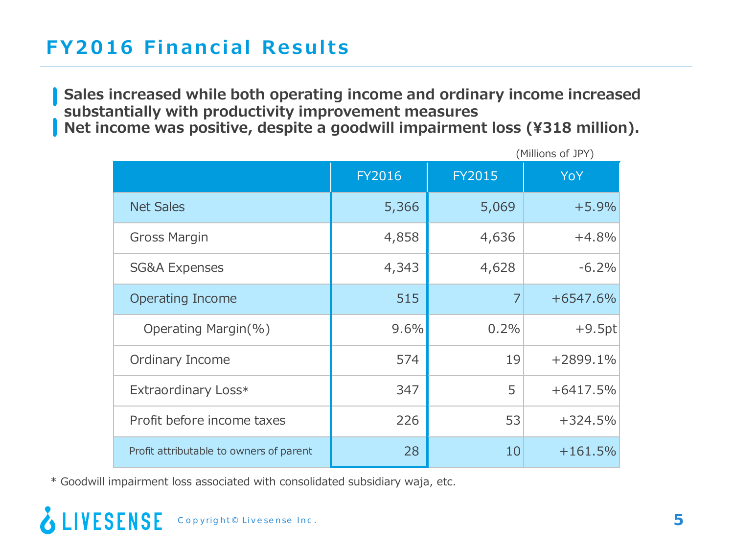# FY2016 Financial Results

- **Sales increased while both operating income and ordinary income increased substantially with productivity improvement measures**
- **Net income was positive, despite a goodwill impairment loss (¥318 million).**

(Millions of JPY)

| | FY2016 | FY2015 | YoY |
|---|---|---|---|
| Net Sales | 5,366 | 5,069 | +5.9% |
| Gross Margin | 4,858 | 4,636 | +4.8% |
| SG&A Expenses | 4,343 | 4,628 | -6.2% |
| Operating Income | 515 | 7 | +6547.6% |
| Operating Margin(%) | 9.6% | 0.2% | +9.5pt |
| Ordinary Income | 574 | 19 | +2899.1% |
| Extraordinary Loss* | 347 | 5 | +6417.5% |
| Profit before income taxes | 226 | 53 | +324.5% |
| Profit attributable to owners of parent | 28 | 10 | +161.5% |

\* Goodwill impairment loss associated with consolidated subsidiary waja, etc.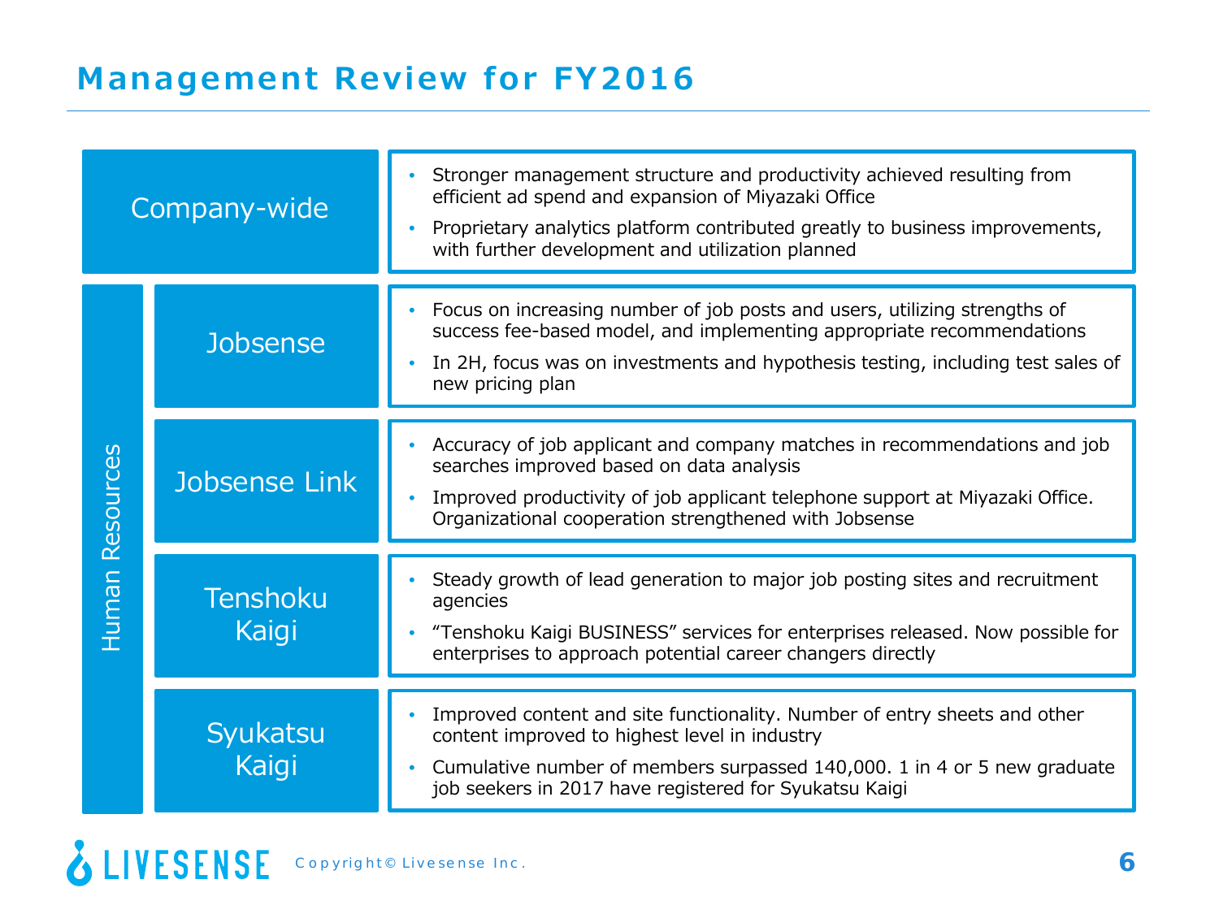# Management Review for FY2016

## Company-wide

- Stronger management structure and productivity achieved resulting from efficient ad spend and expansion of Miyazaki Office
- Proprietary analytics platform contributed greatly to business improvements, with further development and utilization planned

## Human Resources

### Jobsense

- Focus on increasing number of job posts and users, utilizing strengths of success fee-based model, and implementing appropriate recommendations
- In 2H, focus was on investments and hypothesis testing, including test sales of new pricing plan

### Jobsense Link

- Accuracy of job applicant and company matches in recommendations and job searches improved based on data analysis
- Improved productivity of job applicant telephone support at Miyazaki Office. Organizational cooperation strengthened with Jobsense

### Tenshoku Kaigi

- Steady growth of lead generation to major job posting sites and recruitment agencies
- "Tenshoku Kaigi BUSINESS" services for enterprises released. Now possible for enterprises to approach potential career changers directly

### Syukatsu Kaigi

- Improved content and site functionality. Number of entry sheets and other content improved to highest level in industry
- Cumulative number of members surpassed 140,000. 1 in 4 or 5 new graduate job seekers in 2017 have registered for Syukatsu Kaigi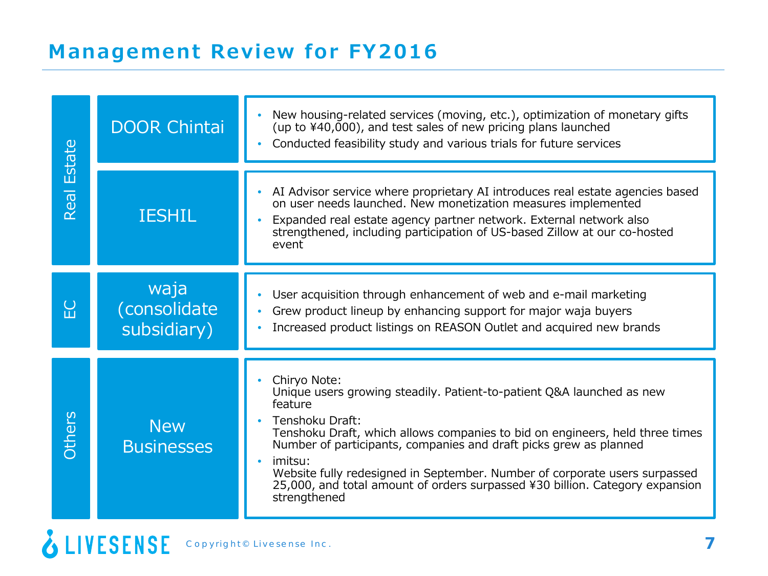# Management Review for FY2016

| Segment | Business | Review |
| --- | --- | --- |
| Real Estate | DOOR Chintai | • New housing-related services (moving, etc.), optimization of monetary gifts (up to ¥40,000), and test sales of new pricing plans launched<br>• Conducted feasibility study and various trials for future services |
| | IESHIL | • AI Advisor service where proprietary AI introduces real estate agencies based on user needs launched. New monetization measures implemented<br>• Expanded real estate agency partner network. External network also strengthened, including participation of US-based Zillow at our co-hosted event |
| EC | waja (consolidate subsidiary) | • User acquisition through enhancement of web and e-mail marketing<br>• Grew product lineup by enhancing support for major waja buyers<br>• Increased product listings on REASON Outlet and acquired new brands |
| Others | New Businesses | • Chiryo Note:<br>Unique users growing steadily. Patient-to-patient Q&A launched as new feature<br>• Tenshoku Draft:<br>Tenshoku Draft, which allows companies to bid on engineers, held three times Number of participants, companies and draft picks grew as planned<br>• imitsu:<br>Website fully redesigned in September. Number of corporate users surpassed 25,000, and total amount of orders surpassed ¥30 billion. Category expansion strengthened |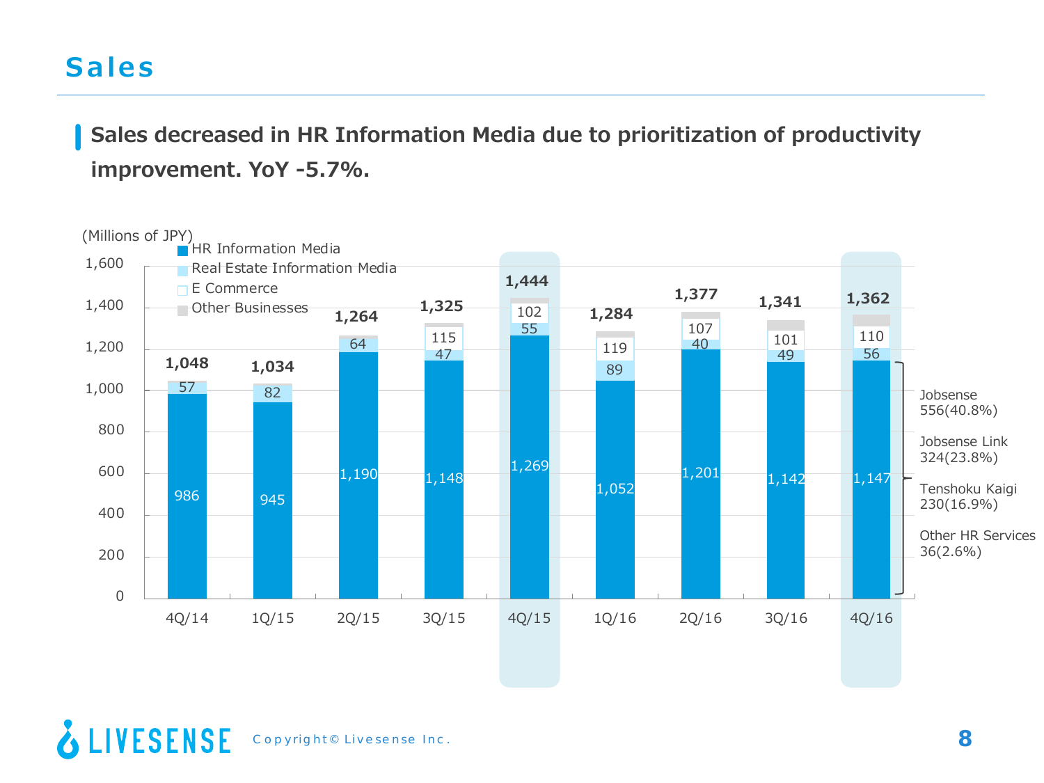# Sales

**Sales decreased in HR Information Media due to prioritization of productivity improvement. YoY -5.7%.**

(Millions of JPY)

| | 4Q/14 | 1Q/15 | 2Q/15 | 3Q/15 | 4Q/15 | 1Q/16 | 2Q/16 | 3Q/16 | 4Q/16 |
|---|---|---|---|---|---|---|---|---|---|
| HR Information Media | 986 | 945 | 1,190 | 1,148 | 1,269 | 1,052 | 1,201 | 1,142 | 1,147 |
| Real Estate Information Media | 57 | 82 | 64 | 47 | 55 | 89 | 40 | 49 | 56 |
| E Commerce | | | | 115 | 102 | 119 | 107 | 101 | 110 |
| Other Businesses | | | | | | | | | |
| Total | 1,048 | 1,034 | 1,264 | 1,325 | 1,444 | 1,284 | 1,377 | 1,341 | 1,362 |

4Q/16 HR Information Media breakdown:
- Jobsense 556(40.8%)
- Jobsense Link 324(23.8%)
- Tenshoku Kaigi 230(16.9%)
- Other HR Services 36(2.6%)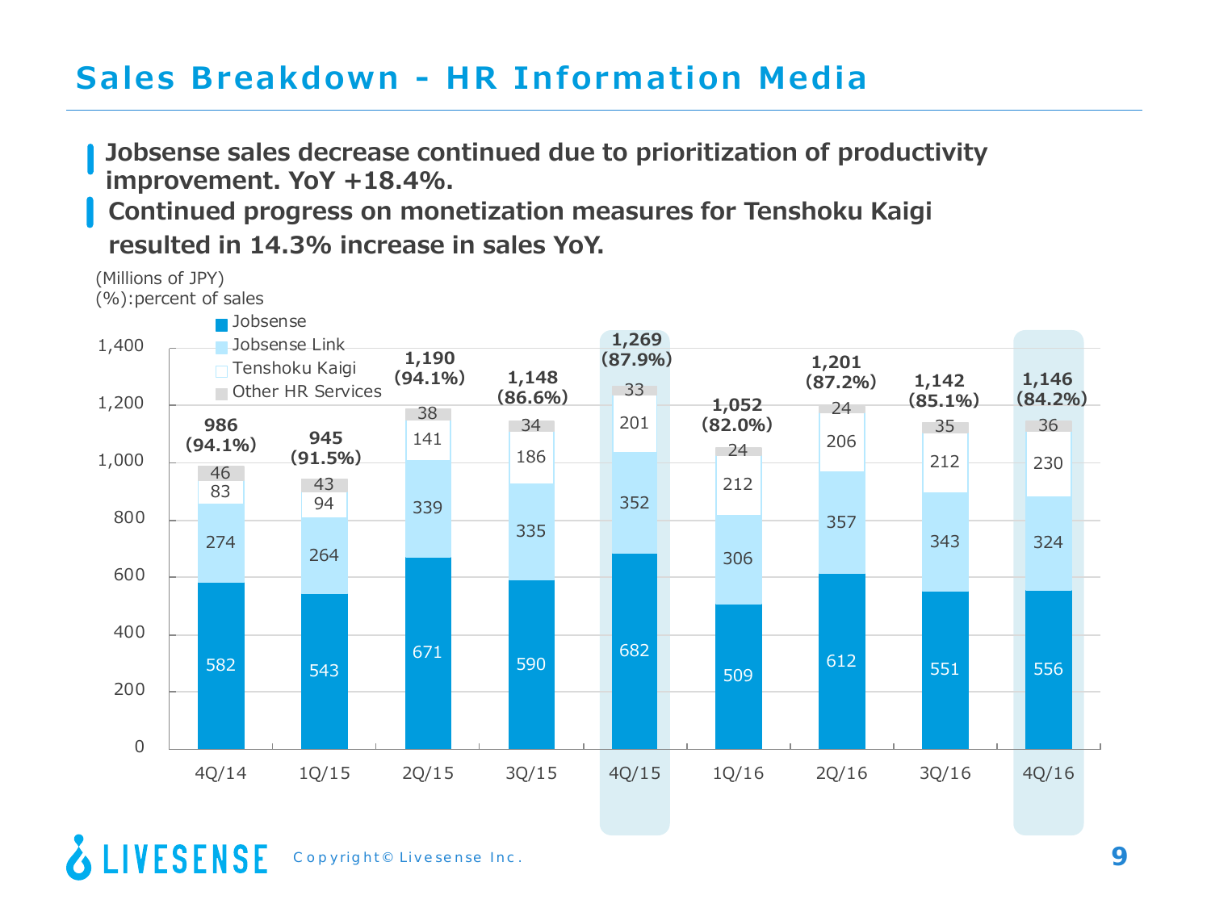# Sales Breakdown - HR Information Media

- **Jobsense sales decrease continued due to prioritization of productivity improvement. YoY +18.4%.**
- **Continued progress on monetization measures for Tenshoku Kaigi resulted in 14.3% increase in sales YoY.**

(Millions of JPY)
(%):percent of sales

| | 4Q/14 | 1Q/15 | 2Q/15 | 3Q/15 | 4Q/15 | 1Q/16 | 2Q/16 | 3Q/16 | 4Q/16 |
|---|---|---|---|---|---|---|---|---|---|
| Jobsense | 582 | 543 | 671 | 590 | 682 | 509 | 612 | 551 | 556 |
| Jobsense Link | 274 | 264 | 339 | 335 | 352 | 306 | 357 | 343 | 324 |
| Tenshoku Kaigi | 83 | 94 | 141 | 186 | 201 | 212 | 206 | 212 | 230 |
| Other HR Services | 46 | 43 | 38 | 34 | 33 | 24 | 24 | 35 | 36 |
| Total | 986 (94.1%) | 945 (91.5%) | 1,190 (94.1%) | 1,148 (86.6%) | 1,269 (87.9%) | 1,052 (82.0%) | 1,201 (87.2%) | 1,142 (85.1%) | 1,146 (84.2%) |

Copyright© Livesense Inc.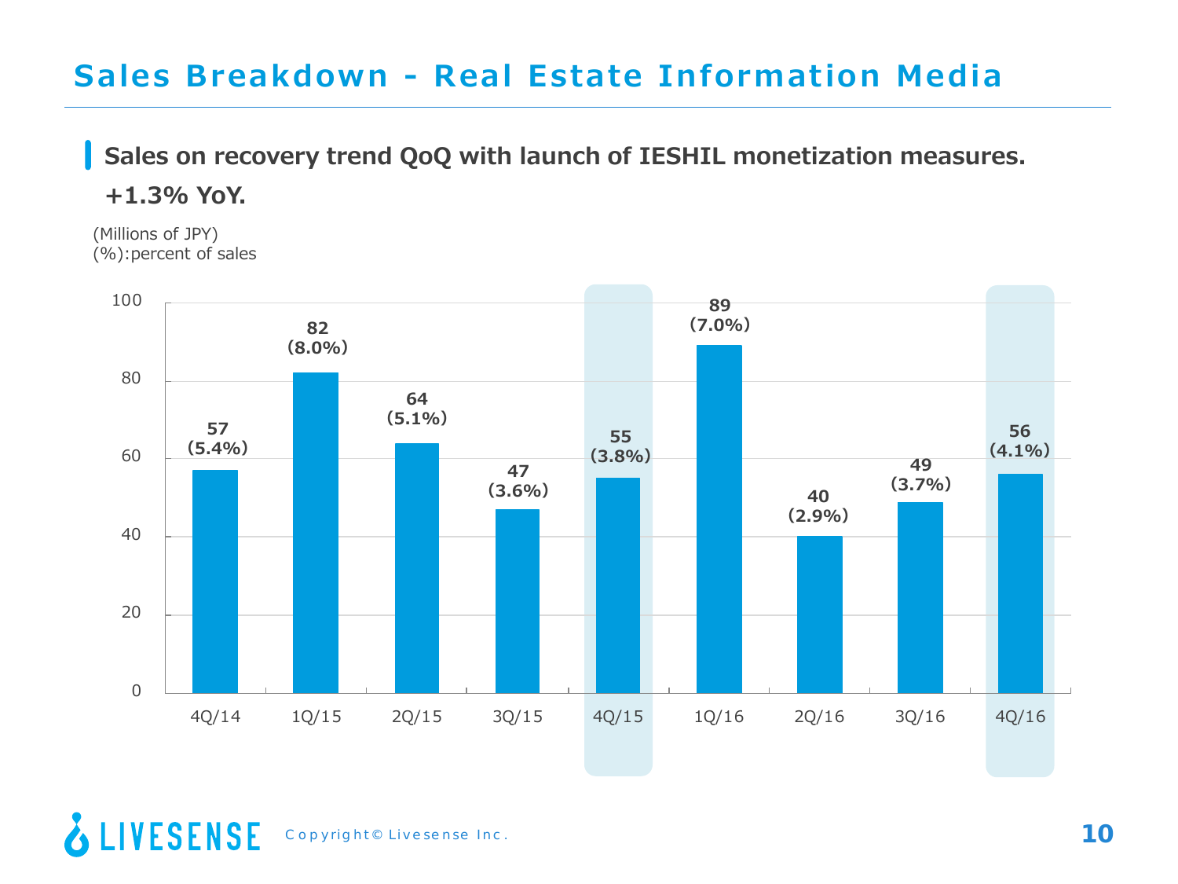# Sales Breakdown - Real Estate Information Media

**Sales on recovery trend QoQ with launch of IESHIL monetization measures.**

**+1.3% YoY.**

(Millions of JPY)
(%):percent of sales

| Quarter | Sales | % of sales |
|---|---|---|
| 4Q/14 | 57 | (5.4%) |
| 1Q/15 | 82 | (8.0%) |
| 2Q/15 | 64 | (5.1%) |
| 3Q/15 | 47 | (3.6%) |
| 4Q/15 | 55 | (3.8%) |
| 1Q/16 | 89 | (7.0%) |
| 2Q/16 | 40 | (2.9%) |
| 3Q/16 | 49 | (3.7%) |
| 4Q/16 | 56 | (4.1%) |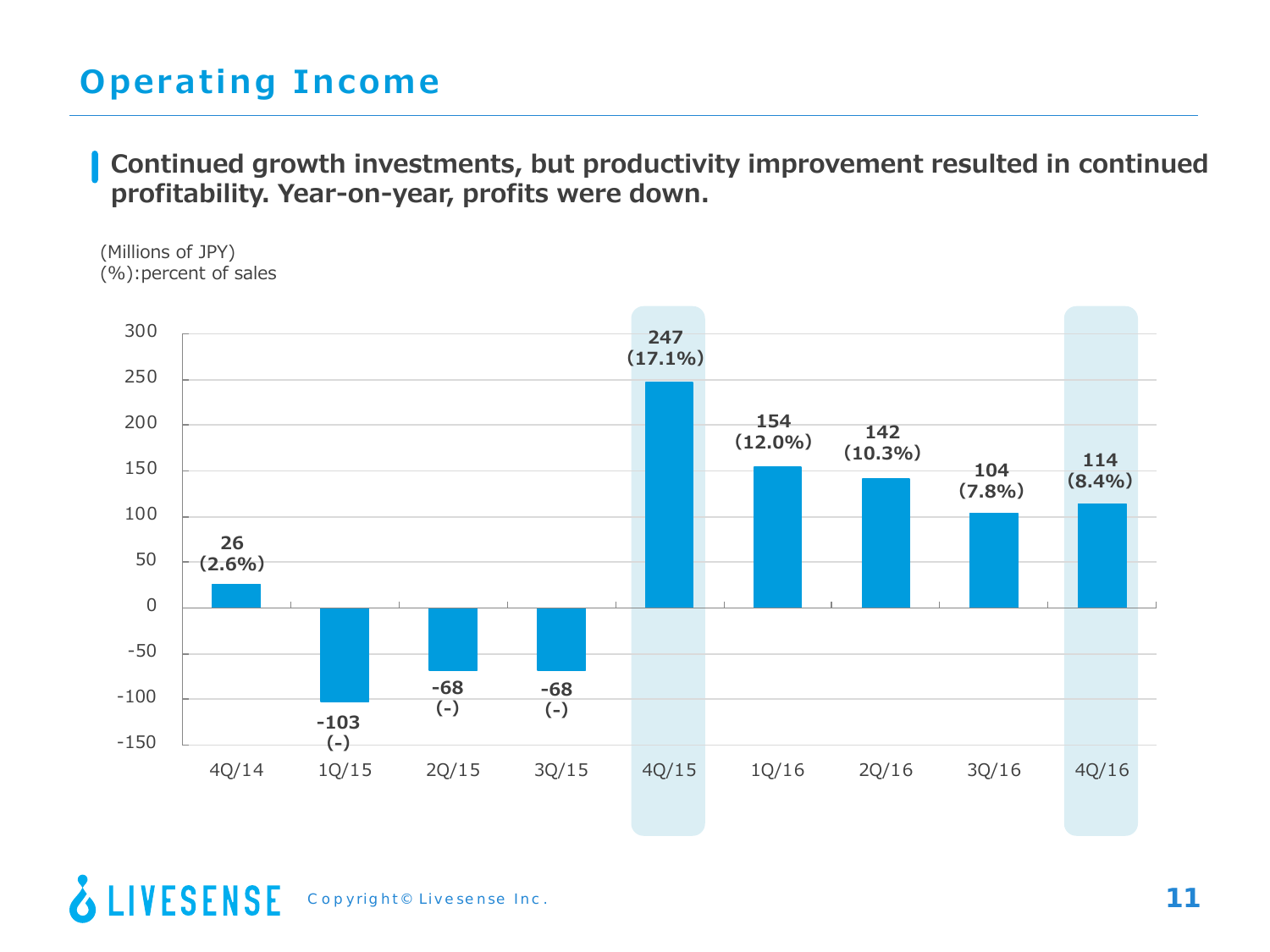# Operating Income

**Continued growth investments, but productivity improvement resulted in continued profitability. Year-on-year, profits were down.**

(Millions of JPY)
(%):percent of sales

| Quarter | Operating Income | % of sales |
| --- | --- | --- |
| 4Q/14 | 26 | (2.6%) |
| 1Q/15 | -103 | (-) |
| 2Q/15 | -68 | (-) |
| 3Q/15 | -68 | (-) |
| 4Q/15 | 247 | (17.1%) |
| 1Q/16 | 154 | (12.0%) |
| 2Q/16 | 142 | (10.3%) |
| 3Q/16 | 104 | (7.8%) |
| 4Q/16 | 114 | (8.4%) |

Copyright© Livesense Inc.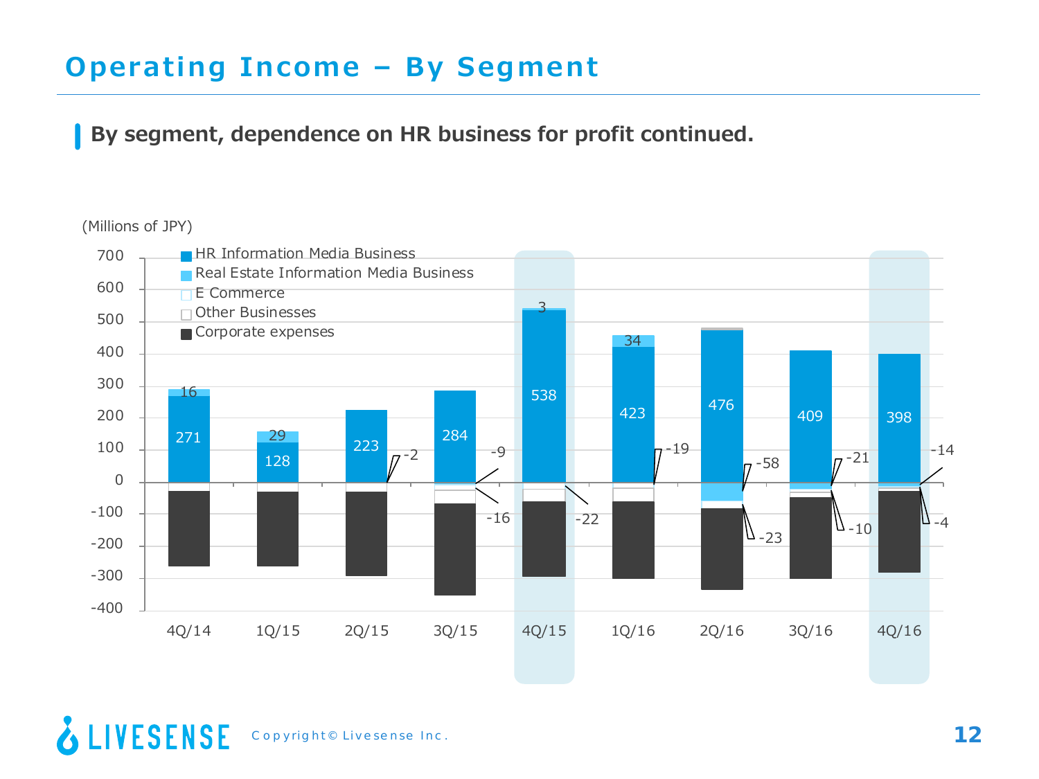# Operating Income – By Segment

**By segment, dependence on HR business for profit continued.**

(Millions of JPY)

| | 4Q/14 | 1Q/15 | 2Q/15 | 3Q/15 | 4Q/15 | 1Q/16 | 2Q/16 | 3Q/16 | 4Q/16 |
|---|---|---|---|---|---|---|---|---|---|
| HR Information Media Business | 271 | 128 | 223 | 284 | 538 | 423 | 476 | 409 | 398 |
| Real Estate Information Media Business | 16 | 29 | -2 | -9 | 3 | 34 | -58 | -21 | -14 |
| E Commerce | | | | -16 | -22 | -19 | -23 | -10 | -4 |
| Other Businesses | | | | | | | | | |
| Corporate expenses | | | | | | | | | |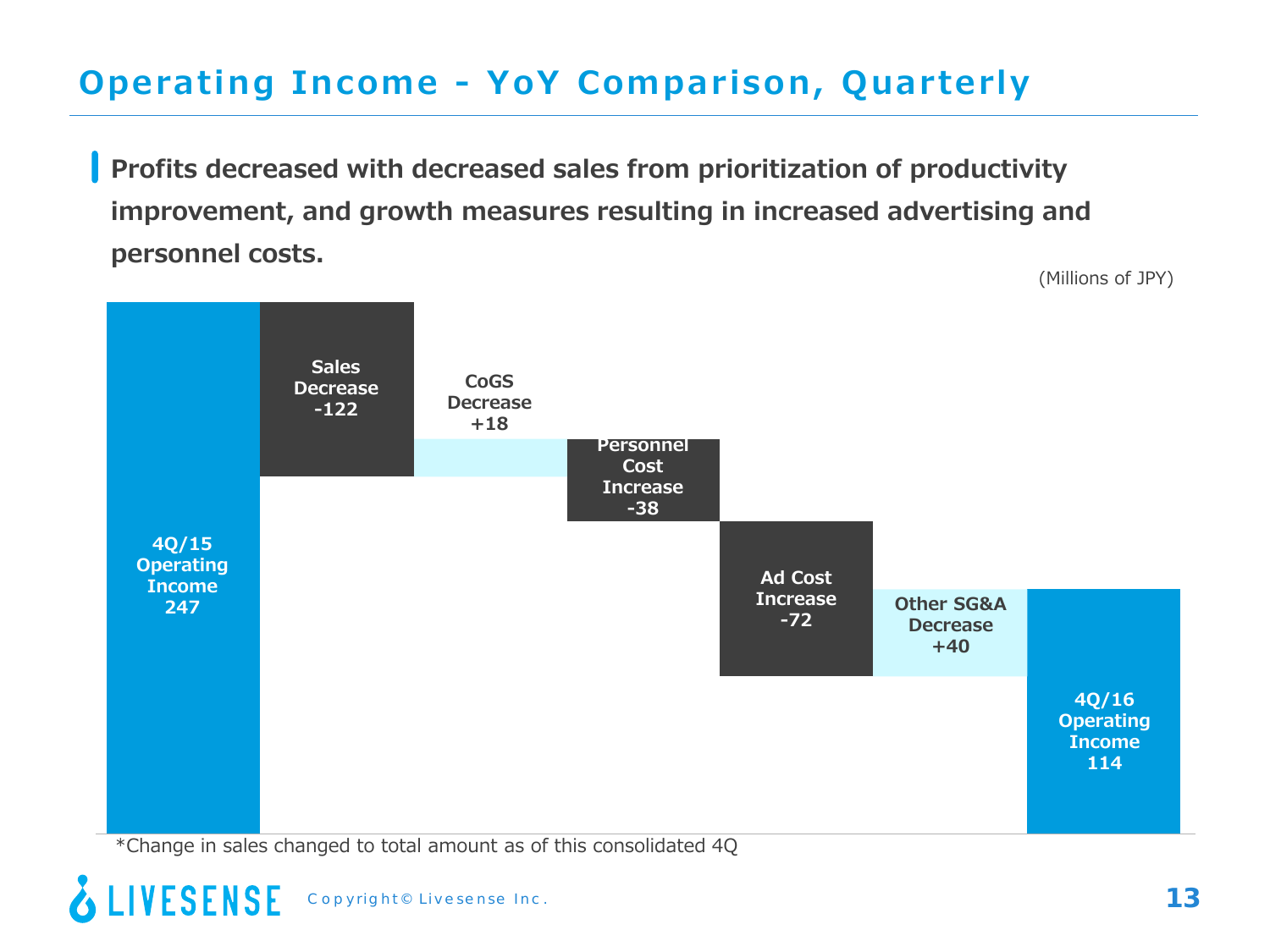# Operating Income - YoY Comparison, Quarterly

**Profits decreased with decreased sales from prioritization of productivity improvement, and growth measures resulting in increased advertising and personnel costs.**

(Millions of JPY)

| Item | Amount |
|---|---|
| 4Q/15 Operating Income | 247 |
| Sales Decrease | -122 |
| CoGS Decrease | +18 |
| Personnel Cost Increase | -38 |
| Ad Cost Increase | -72 |
| Other SG&A Decrease | +40 |
| 4Q/16 Operating Income | 114 |

*Change in sales changed to total amount as of this consolidated 4Q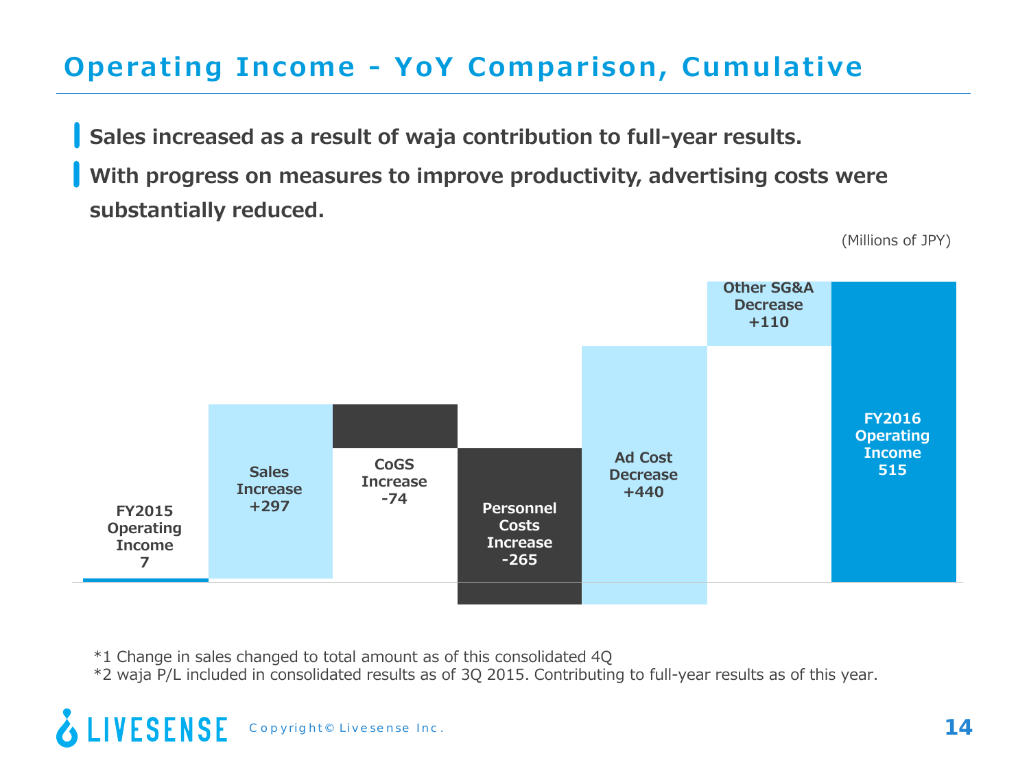# Operating Income - YoY Comparison, Cumulative

- **Sales increased as a result of waja contribution to full-year results.**
- **With progress on measures to improve productivity, advertising costs were substantially reduced.**

(Millions of JPY)

| Item | Amount |
|---|---|
| FY2015 Operating Income | 7 |
| Sales Increase | +297 |
| CoGS Increase | -74 |
| Personnel Costs Increase | -265 |
| Ad Cost Decrease | +440 |
| Other SG&A Decrease | +110 |
| FY2016 Operating Income | 515 |

*1 Change in sales changed to total amount as of this consolidated 4Q

*2 waja P/L included in consolidated results as of 3Q 2015. Contributing to full-year results as of this year.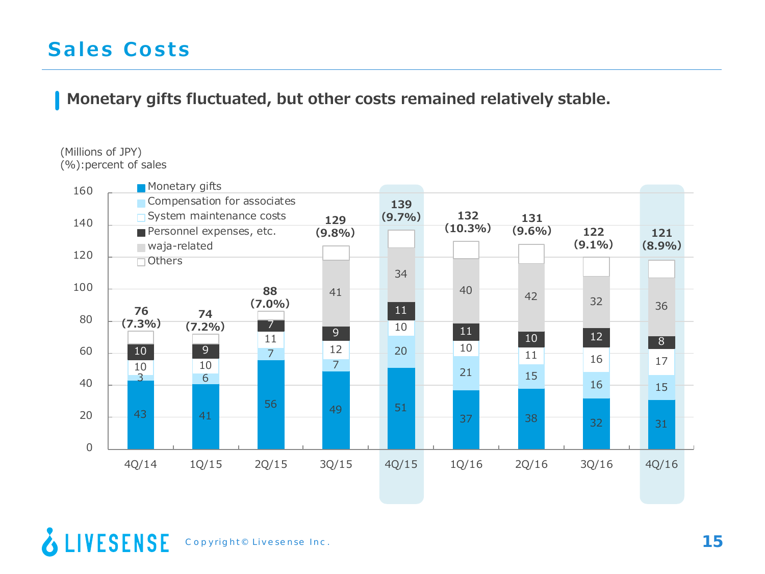# Sales Costs

## Monetary gifts fluctuated, but other costs remained relatively stable.

(Millions of JPY)
(%):percent of sales

| | 4Q/14 | 1Q/15 | 2Q/15 | 3Q/15 | 4Q/15 | 1Q/16 | 2Q/16 | 3Q/16 | 4Q/16 |
|---|---|---|---|---|---|---|---|---|---|
| Monetary gifts | 43 | 41 | 56 | 49 | 51 | 37 | 38 | 32 | 31 |
| Compensation for associates | 3 | 6 | 7 | 7 | 20 | 21 | 15 | 16 | 15 |
| System maintenance costs | 10 | 10 | 11 | 12 | 10 | 10 | 11 | 16 | 17 |
| Personnel expenses, etc. | 10 | 9 | 7 | 9 | 11 | 11 | 10 | 12 | 8 |
| waja-related | | | | 41 | 34 | 40 | 42 | 32 | 36 |
| Others | | | | | | | | | |
| Total | 76 (7.3%) | 74 (7.2%) | 88 (7.0%) | 129 (9.8%) | 139 (9.7%) | 132 (10.3%) | 131 (9.6%) | 122 (9.1%) | 121 (8.9%) |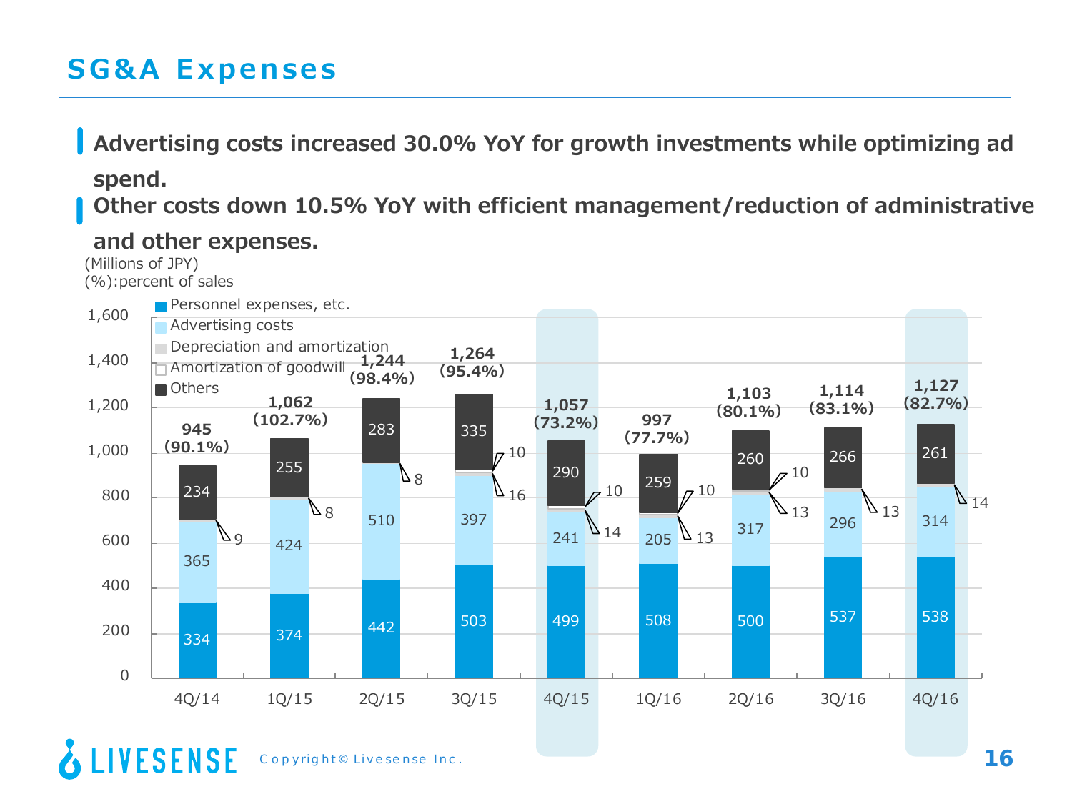# SG&A Expenses

- **Advertising costs increased 30.0% YoY for growth investments while optimizing ad spend.**
- **Other costs down 10.5% YoY with efficient management/reduction of administrative and other expenses.**

(Millions of JPY)
(%):percent of sales

| | 4Q/14 | 1Q/15 | 2Q/15 | 3Q/15 | 4Q/15 | 1Q/16 | 2Q/16 | 3Q/16 | 4Q/16 |
|---|---|---|---|---|---|---|---|---|---|
| Personnel expenses, etc. | 334 | 374 | 442 | 503 | 499 | 508 | 500 | 537 | 538 |
| Advertising costs | 365 | 424 | 510 | 397 | 241 | 205 | 317 | 296 | 314 |
| Depreciation and amortization | 9 | 8 | 8 | 16 | 14 | 13 | 13 | 13 | 14 |
| Amortization of goodwill | | | | 10 | 10 | 10 | 10 | | |
| Others | 234 | 255 | 283 | 335 | 290 | 259 | 260 | 266 | 261 |
| Total | 945 | 1,062 | 1,244 | 1,264 | 1,057 | 997 | 1,103 | 1,114 | 1,127 |
| (% of sales) | (90.1%) | (102.7%) | (98.4%) | (95.4%) | (73.2%) | (77.7%) | (80.1%) | (83.1%) | (82.7%) |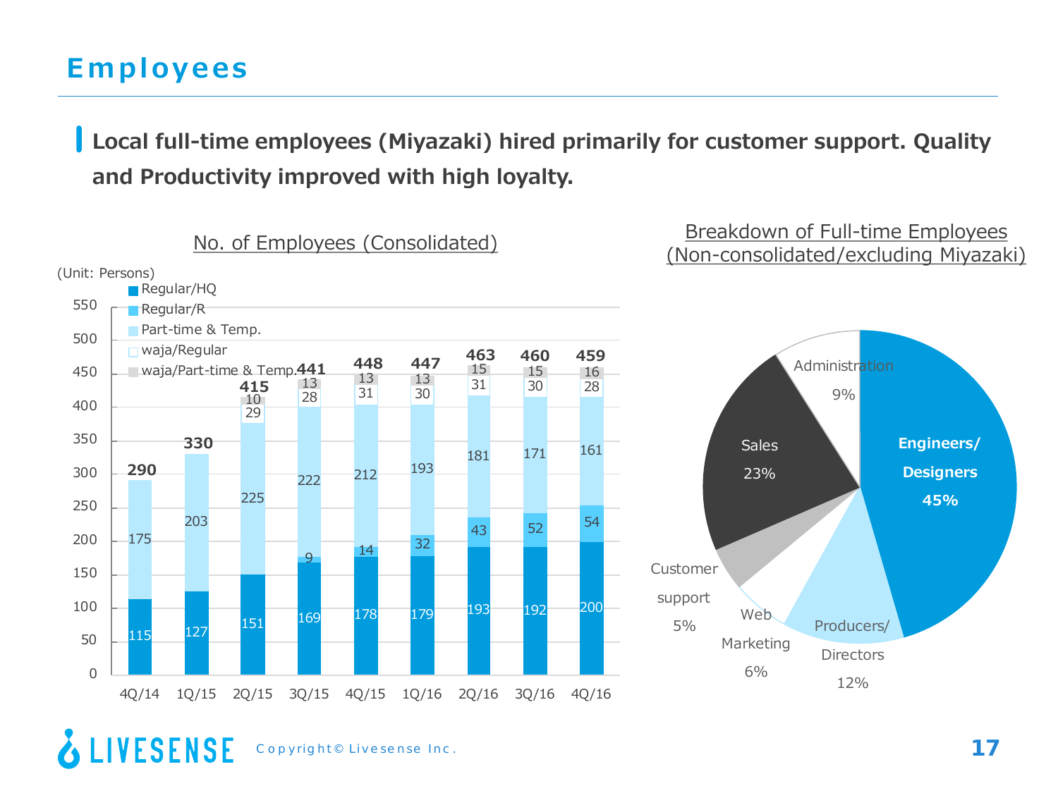# Employees

**Local full-time employees (Miyazaki) hired primarily for customer support. Quality and Productivity improved with high loyalty.**

## No. of Employees (Consolidated)

(Unit: Persons)

| | 4Q/14 | 1Q/15 | 2Q/15 | 3Q/15 | 4Q/15 | 1Q/16 | 2Q/16 | 3Q/16 | 4Q/16 |
|---|---|---|---|---|---|---|---|---|---|
| Regular/HQ | 115 | 127 | 151 | 169 | 178 | 179 | 193 | 192 | 200 |
| Regular/R | | | | 9 | 14 | 32 | 43 | 52 | 54 |
| Part-time & Temp. | 175 | 203 | 225 | 222 | 212 | 193 | 181 | 171 | 161 |
| waja/Regular | | | 29 | 28 | 31 | 30 | 31 | 30 | 28 |
| waja/Part-time & Temp. | | | 10 | 13 | 13 | 13 | 15 | 15 | 16 |
| Total | 290 | 330 | 415 | 441 | 448 | 447 | 463 | 460 | 459 |

## Breakdown of Full-time Employees (Non-consolidated/excluding Miyazaki)

| Category | Share |
|---|---|
| Engineers/ Designers | 45% |
| Producers/ Directors | 12% |
| Web Marketing | 6% |
| Customer support | 5% |
| Sales | 23% |
| Administration | 9% |

Copyright© Livesense Inc.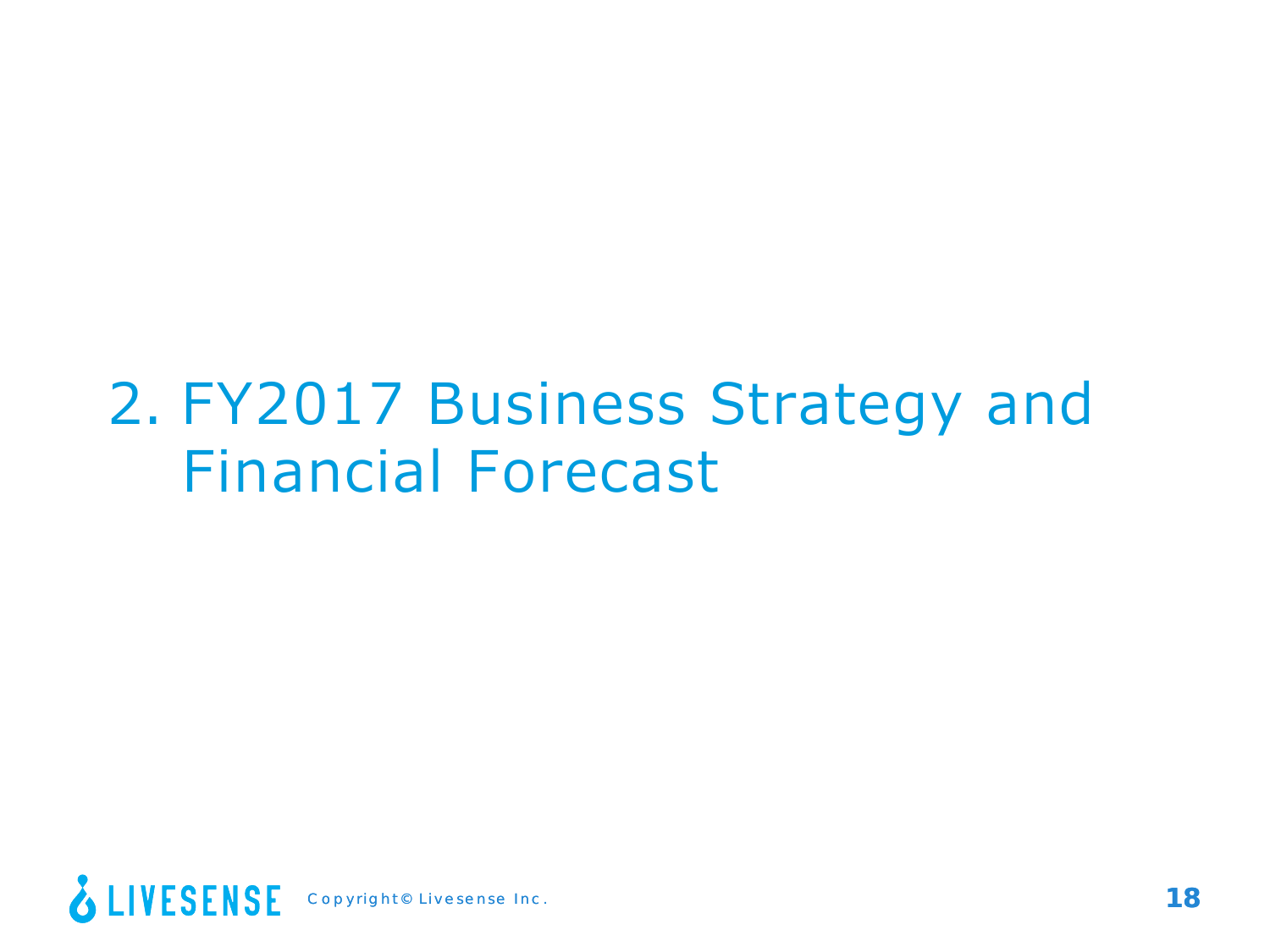# 2. FY2017 Business Strategy and Financial Forecast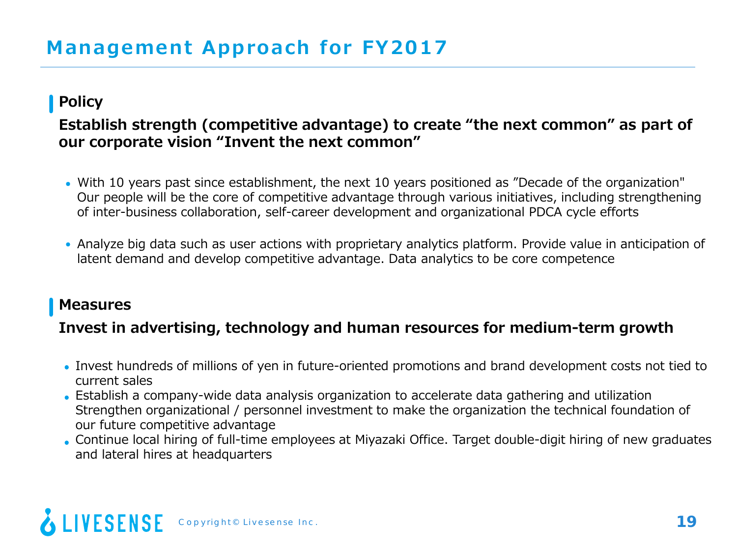# Management Approach for FY2017

## Policy

**Establish strength (competitive advantage) to create “the next common” as part of our corporate vision “Invent the next common”**

- With 10 years past since establishment, the next 10 years positioned as ”Decade of the organization" Our people will be the core of competitive advantage through various initiatives, including strengthening of inter-business collaboration, self-career development and organizational PDCA cycle efforts
- Analyze big data such as user actions with proprietary analytics platform. Provide value in anticipation of latent demand and develop competitive advantage. Data analytics to be core competence

## Measures

**Invest in advertising, technology and human resources for medium-term growth**

- Invest hundreds of millions of yen in future-oriented promotions and brand development costs not tied to current sales
- Establish a company-wide data analysis organization to accelerate data gathering and utilization Strengthen organizational / personnel investment to make the organization the technical foundation of our future competitive advantage
- Continue local hiring of full-time employees at Miyazaki Office. Target double-digit hiring of new graduates and lateral hires at headquarters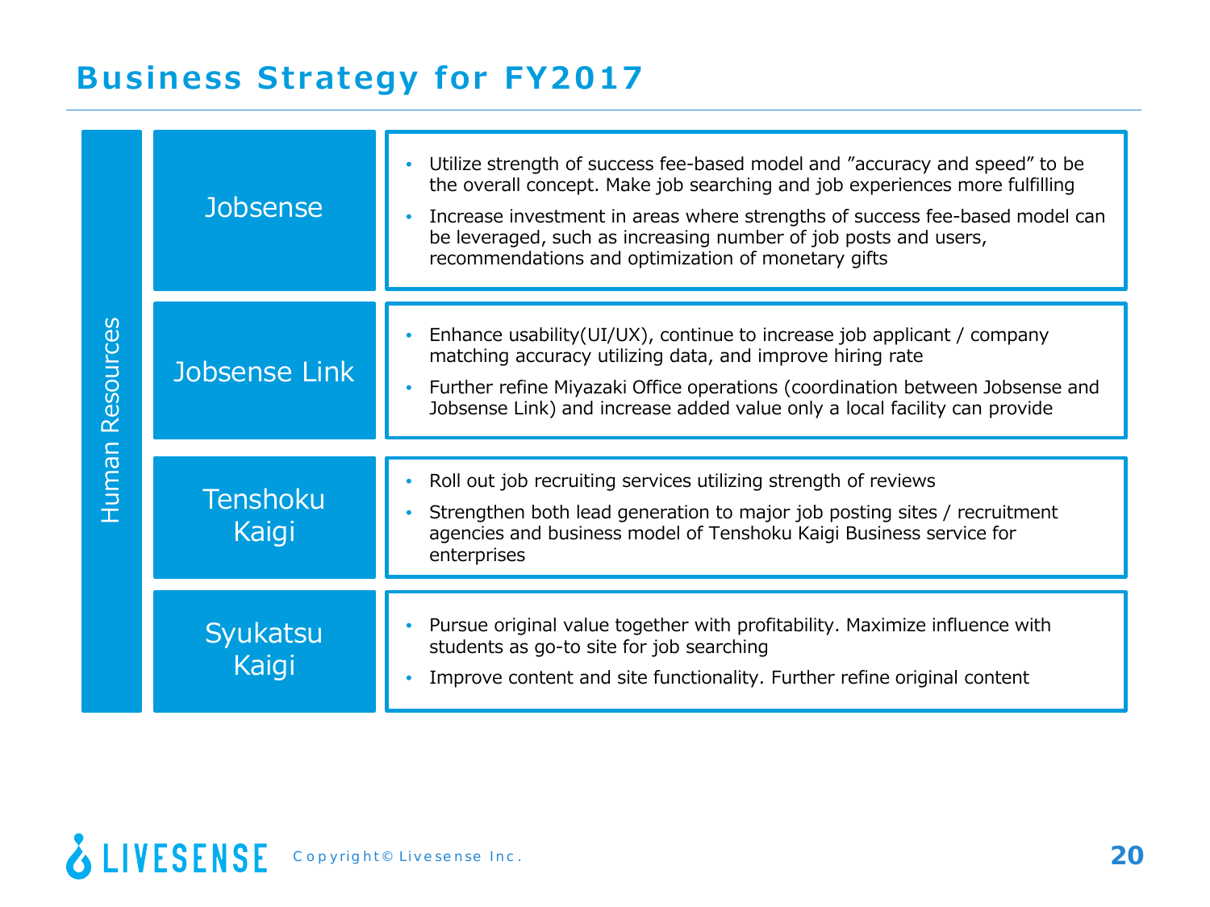# Business Strategy for FY2017

**Human Resources**

| Service | Strategy |
|---|---|
| Jobsense | • Utilize strength of success fee-based model and "accuracy and speed" to be the overall concept. Make job searching and job experiences more fulfilling<br>• Increase investment in areas where strengths of success fee-based model can be leveraged, such as increasing number of job posts and users, recommendations and optimization of monetary gifts |
| Jobsense Link | • Enhance usability(UI/UX), continue to increase job applicant / company matching accuracy utilizing data, and improve hiring rate<br>• Further refine Miyazaki Office operations (coordination between Jobsense and Jobsense Link) and increase added value only a local facility can provide |
| Tenshoku Kaigi | • Roll out job recruiting services utilizing strength of reviews<br>• Strengthen both lead generation to major job posting sites / recruitment agencies and business model of Tenshoku Kaigi Business service for enterprises |
| Syukatsu Kaigi | • Pursue original value together with profitability. Maximize influence with students as go-to site for job searching<br>• Improve content and site functionality. Further refine original content |

LIVESENSE Copyright© Livesense Inc.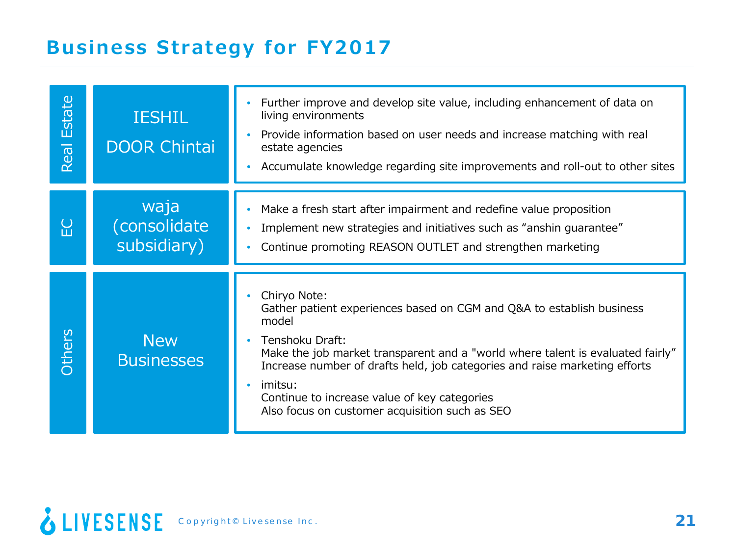# Business Strategy for FY2017

| Segment | Business | Strategy |
| --- | --- | --- |
| Real Estate | IESHIL<br>DOOR Chintai | • Further improve and develop site value, including enhancement of data on living environments<br>• Provide information based on user needs and increase matching with real estate agencies<br>• Accumulate knowledge regarding site improvements and roll-out to other sites |
| EC | waja (consolidate subsidiary) | • Make a fresh start after impairment and redefine value proposition<br>• Implement new strategies and initiatives such as "anshin guarantee"<br>• Continue promoting REASON OUTLET and strengthen marketing |
| Others | New Businesses | • Chiryo Note:<br>Gather patient experiences based on CGM and Q&A to establish business model<br>• Tenshoku Draft:<br>Make the job market transparent and a "world where talent is evaluated fairly"<br>Increase number of drafts held, job categories and raise marketing efforts<br>• imitsu:<br>Continue to increase value of key categories<br>Also focus on customer acquisition such as SEO |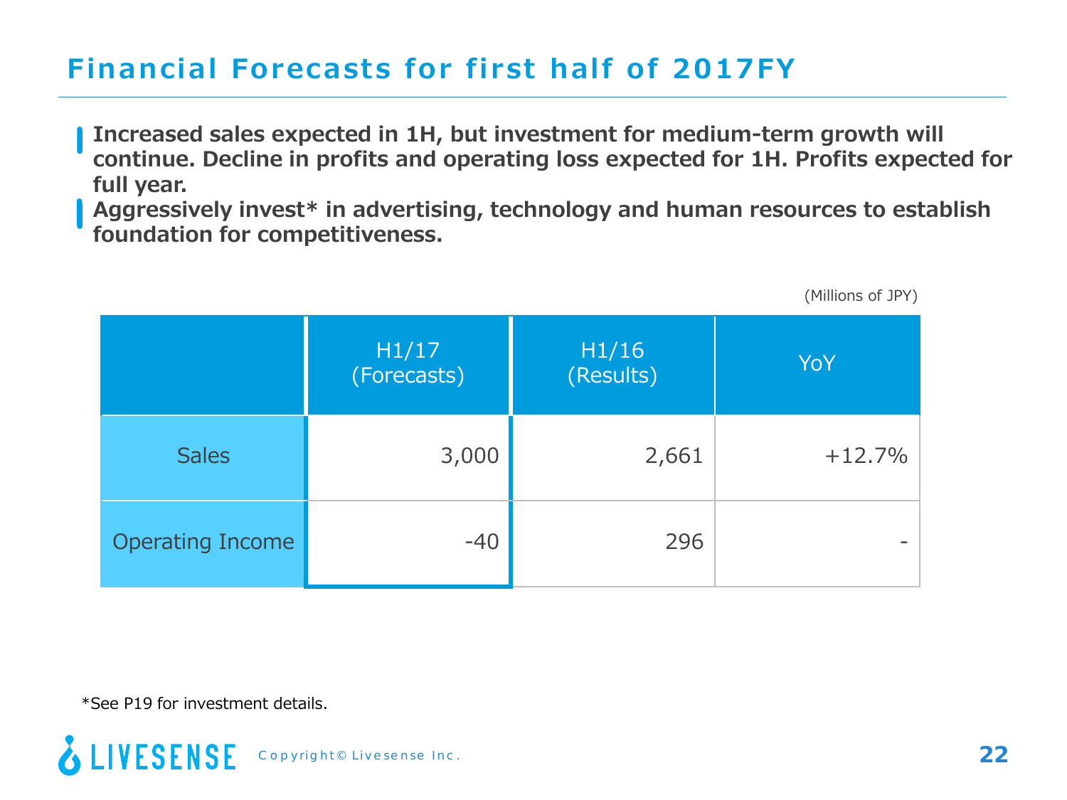# Financial Forecasts for first half of 2017FY

- **Increased sales expected in 1H, but investment for medium-term growth will continue. Decline in profits and operating loss expected for 1H. Profits expected for full year.**
- **Aggressively invest* in advertising, technology and human resources to establish foundation for competitiveness.**

(Millions of JPY)

| | H1/17 (Forecasts) | H1/16 (Results) | YoY |
|---|---|---|---|
| Sales | 3,000 | 2,661 | +12.7% |
| Operating Income | -40 | 296 | - |

*See P19 for investment details.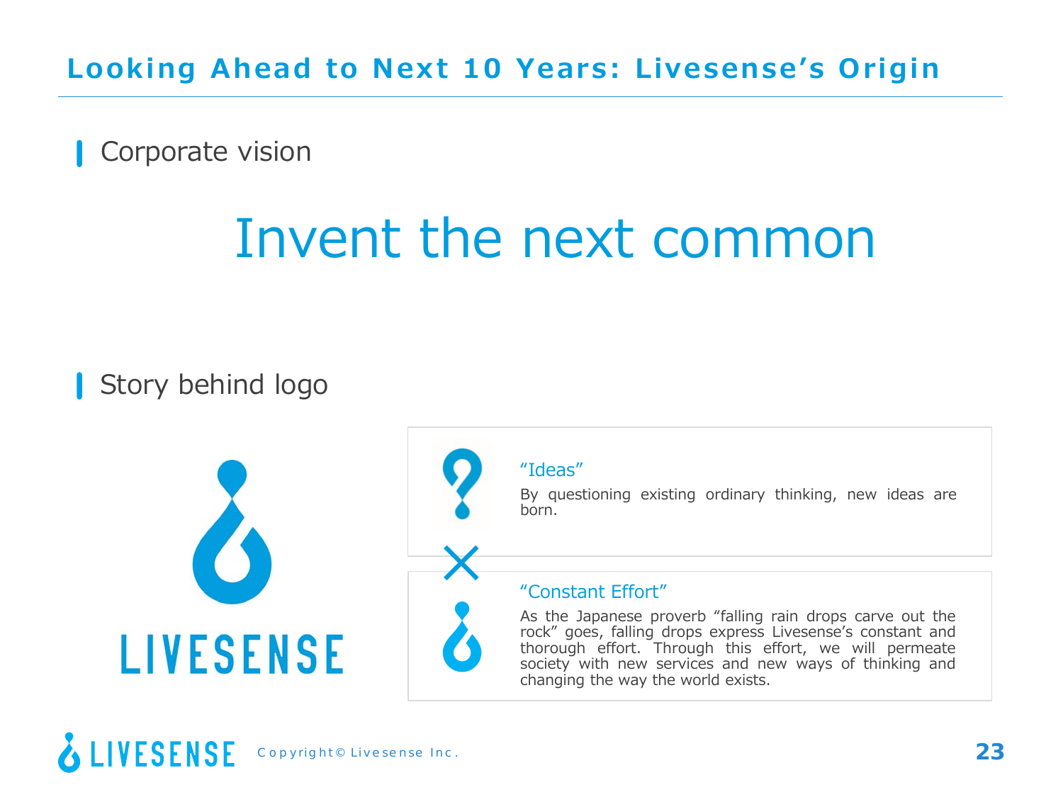# Looking Ahead to Next 10 Years: Livesense's Origin

## Corporate vision

Invent the next common

## Story behind logo

LIVESENSE

"Ideas"

By questioning existing ordinary thinking, new ideas are born.

×

"Constant Effort"

As the Japanese proverb "falling rain drops carve out the rock" goes, falling drops express Livesense's constant and thorough effort. Through this effort, we will permeate society with new services and new ways of thinking and changing the way the world exists.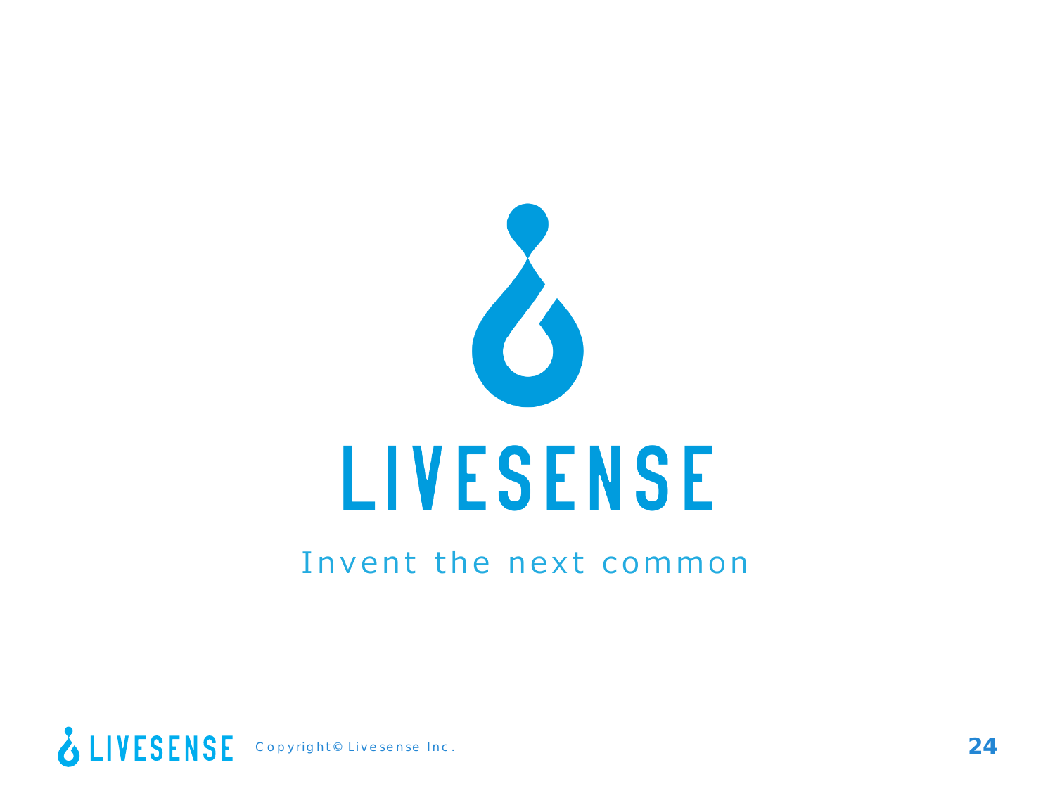# LIVESENSE

Invent the next common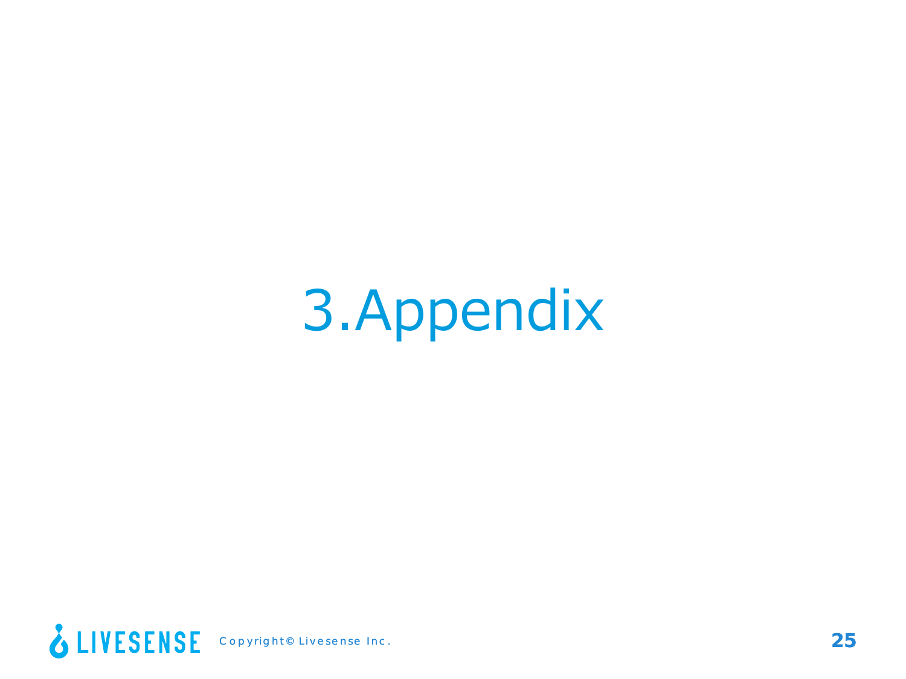# 3.Appendix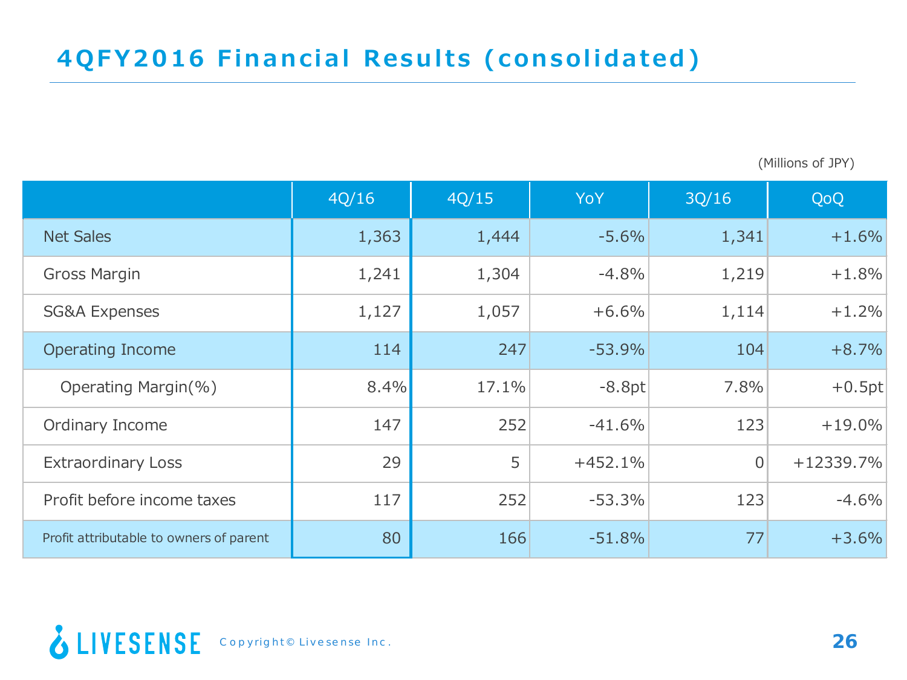# 4QFY2016 Financial Results (consolidated)

(Millions of JPY)

| | 4Q/16 | 4Q/15 | YoY | 3Q/16 | QoQ |
|---|---|---|---|---|---|
| Net Sales | 1,363 | 1,444 | -5.6% | 1,341 | +1.6% |
| Gross Margin | 1,241 | 1,304 | -4.8% | 1,219 | +1.8% |
| SG&A Expenses | 1,127 | 1,057 | +6.6% | 1,114 | +1.2% |
| Operating Income | 114 | 247 | -53.9% | 104 | +8.7% |
| Operating Margin(%) | 8.4% | 17.1% | -8.8pt | 7.8% | +0.5pt |
| Ordinary Income | 147 | 252 | -41.6% | 123 | +19.0% |
| Extraordinary Loss | 29 | 5 | +452.1% | 0 | +12339.7% |
| Profit before income taxes | 117 | 252 | -53.3% | 123 | -4.6% |
| Profit attributable to owners of parent | 80 | 166 | -51.8% | 77 | +3.6% |

Copyright© Livesense Inc.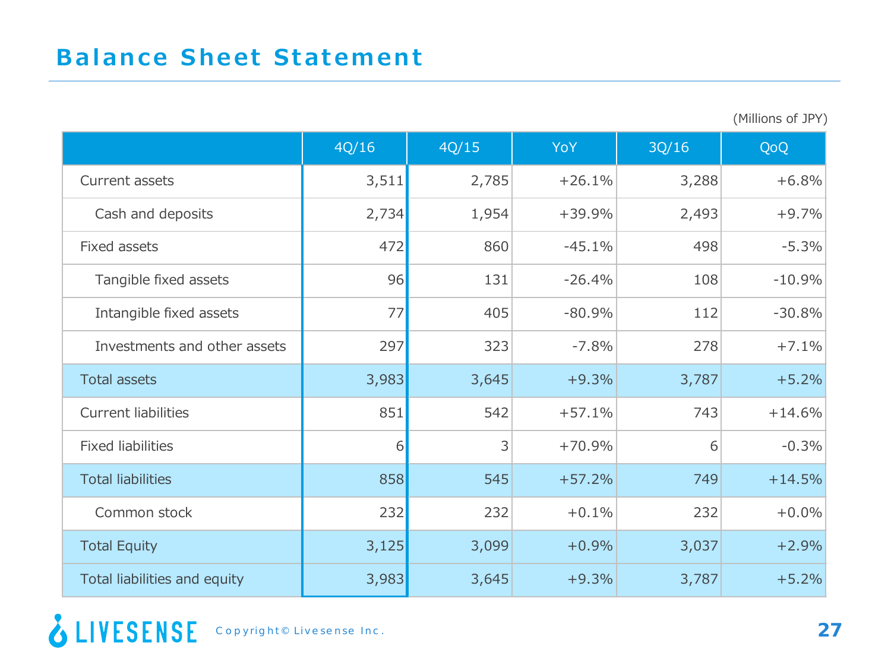# Balance Sheet Statement

(Millions of JPY)

| | 4Q/16 | 4Q/15 | YoY | 3Q/16 | QoQ |
|---|---|---|---|---|---|
| Current assets | 3,511 | 2,785 | +26.1% | 3,288 | +6.8% |
| Cash and deposits | 2,734 | 1,954 | +39.9% | 2,493 | +9.7% |
| Fixed assets | 472 | 860 | -45.1% | 498 | -5.3% |
| Tangible fixed assets | 96 | 131 | -26.4% | 108 | -10.9% |
| Intangible fixed assets | 77 | 405 | -80.9% | 112 | -30.8% |
| Investments and other assets | 297 | 323 | -7.8% | 278 | +7.1% |
| Total assets | 3,983 | 3,645 | +9.3% | 3,787 | +5.2% |
| Current liabilities | 851 | 542 | +57.1% | 743 | +14.6% |
| Fixed liabilities | 6 | 3 | +70.9% | 6 | -0.3% |
| Total liabilities | 858 | 545 | +57.2% | 749 | +14.5% |
| Common stock | 232 | 232 | +0.1% | 232 | +0.0% |
| Total Equity | 3,125 | 3,099 | +0.9% | 3,037 | +2.9% |
| Total liabilities and equity | 3,983 | 3,645 | +9.3% | 3,787 | +5.2% |

Copyright© Livesense Inc.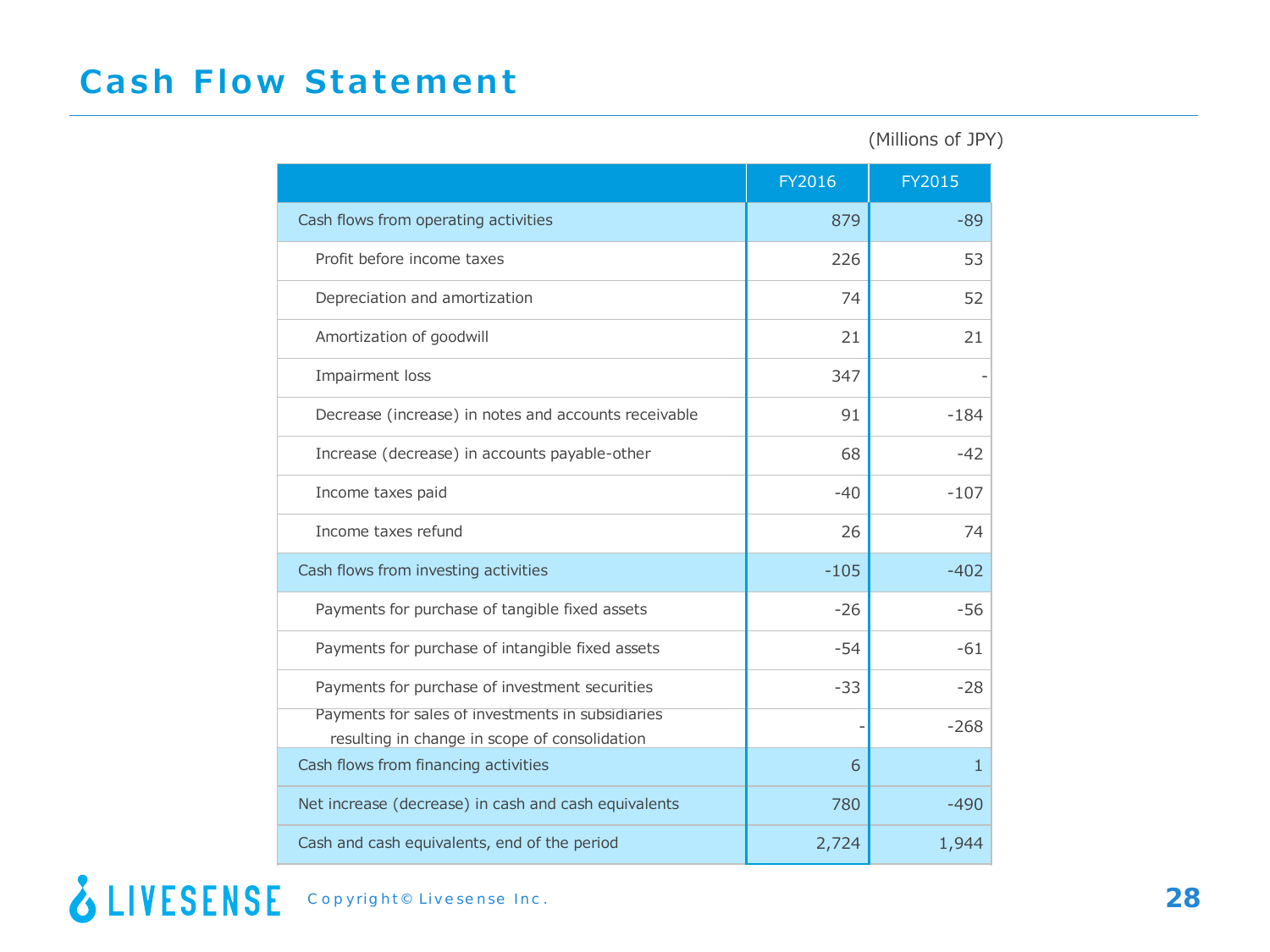# Cash Flow Statement

(Millions of JPY)

| | FY2016 | FY2015 |
|---|---|---|
| Cash flows from operating activities | 879 | -89 |
| Profit before income taxes | 226 | 53 |
| Depreciation and amortization | 74 | 52 |
| Amortization of goodwill | 21 | 21 |
| Impairment loss | 347 | - |
| Decrease (increase) in notes and accounts receivable | 91 | -184 |
| Increase (decrease) in accounts payable-other | 68 | -42 |
| Income taxes paid | -40 | -107 |
| Income taxes refund | 26 | 74 |
| Cash flows from investing activities | -105 | -402 |
| Payments for purchase of tangible fixed assets | -26 | -56 |
| Payments for purchase of intangible fixed assets | -54 | -61 |
| Payments for purchase of investment securities | -33 | -28 |
| Payments for sales of investments in subsidiaries resulting in change in scope of consolidation | - | -268 |
| Cash flows from financing activities | 6 | 1 |
| Net increase (decrease) in cash and cash equivalents | 780 | -490 |
| Cash and cash equivalents, end of the period | 2,724 | 1,944 |

LIVESENSE Copyright© Livesense Inc.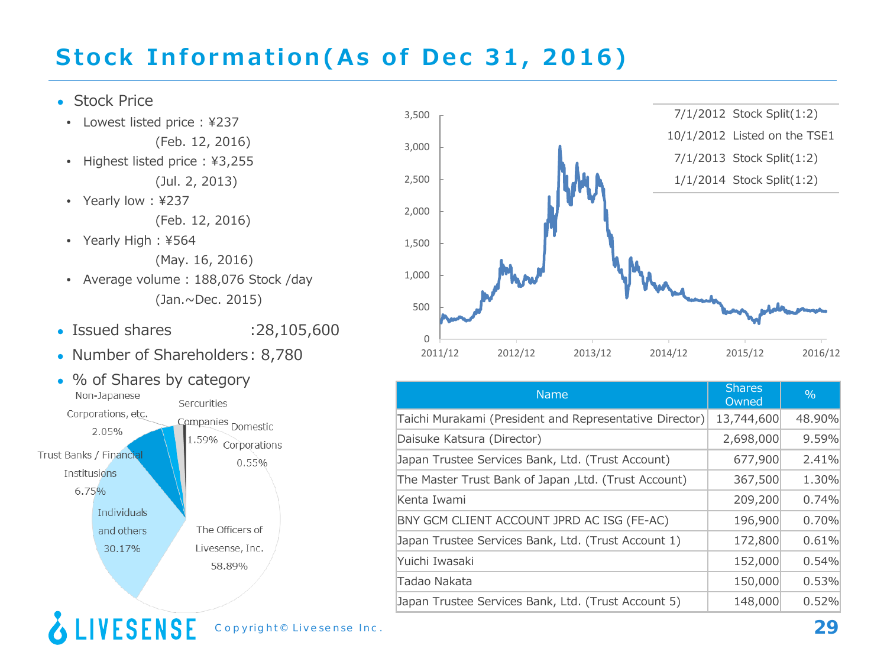# Stock Information(As of Dec 31, 2016)

- Stock Price
  - Lowest listed price : ¥237 (Feb. 12, 2016)
  - Highest listed price : ¥3,255 (Jul. 2, 2013)
  - Yearly low : ¥237 (Feb. 12, 2016)
  - Yearly High : ¥564 (May. 16, 2016)
  - Average volume : 188,076 Stock /day (Jan.~Dec. 2015)
- Issued shares :28,105,600
- Number of Shareholders: 8,780
- % of Shares by category

Non-Japanese Corporations, etc. 2.05%
Sercurities Companies 1.59%
Domestic Corporations 0.55%
Trust Banks / Financial Institusions 6.75%
Individuals and others 30.17%
The Officers of Livesense, Inc. 58.89%

7/1/2012 Stock Split(1:2)
10/1/2012 Listed on the TSE1
7/1/2013 Stock Split(1:2)
1/1/2014 Stock Split(1:2)

| Name | Shares Owned | % |
|---|---|---|
| Taichi Murakami (President and Representative Director) | 13,744,600 | 48.90% |
| Daisuke Katsura (Director) | 2,698,000 | 9.59% |
| Japan Trustee Services Bank, Ltd. (Trust Account) | 677,900 | 2.41% |
| The Master Trust Bank of Japan ,Ltd. (Trust Account) | 367,500 | 1.30% |
| Kenta Iwami | 209,200 | 0.74% |
| BNY GCM CLIENT ACCOUNT JPRD AC ISG (FE-AC) | 196,900 | 0.70% |
| Japan Trustee Services Bank, Ltd. (Trust Account 1) | 172,800 | 0.61% |
| Yuichi Iwasaki | 152,000 | 0.54% |
| Tadao Nakata | 150,000 | 0.53% |
| Japan Trustee Services Bank, Ltd. (Trust Account 5) | 148,000 | 0.52% |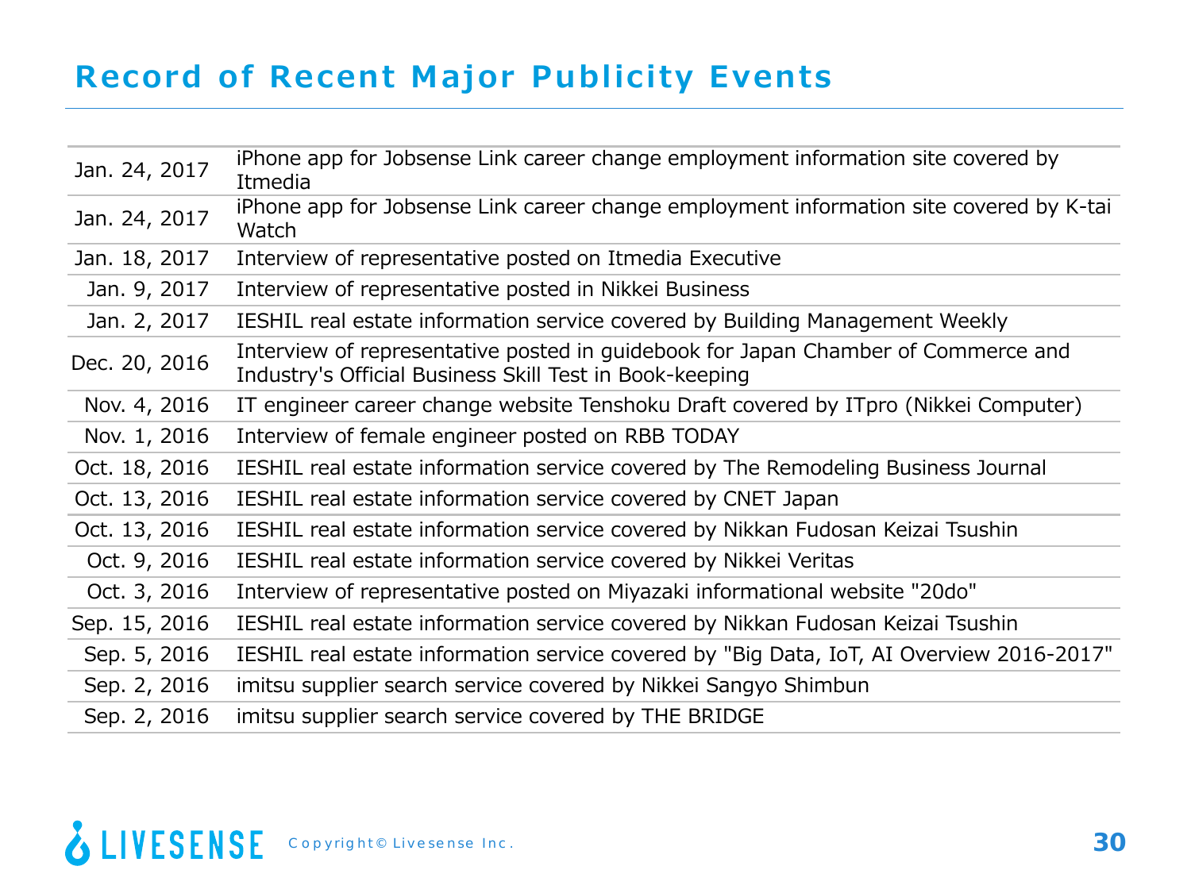# Record of Recent Major Publicity Events

| | |
|---|---|
| Jan. 24, 2017 | iPhone app for Jobsense Link career change employment information site covered by Itmedia |
| Jan. 24, 2017 | iPhone app for Jobsense Link career change employment information site covered by K-tai Watch |
| Jan. 18, 2017 | Interview of representative posted on Itmedia Executive |
| Jan. 9, 2017 | Interview of representative posted in Nikkei Business |
| Jan. 2, 2017 | IESHIL real estate information service covered by Building Management Weekly |
| Dec. 20, 2016 | Interview of representative posted in guidebook for Japan Chamber of Commerce and Industry's Official Business Skill Test in Book-keeping |
| Nov. 4, 2016 | IT engineer career change website Tenshoku Draft covered by ITpro (Nikkei Computer) |
| Nov. 1, 2016 | Interview of female engineer posted on RBB TODAY |
| Oct. 18, 2016 | IESHIL real estate information service covered by The Remodeling Business Journal |
| Oct. 13, 2016 | IESHIL real estate information service covered by CNET Japan |
| Oct. 13, 2016 | IESHIL real estate information service covered by Nikkan Fudosan Keizai Tsushin |
| Oct. 9, 2016 | IESHIL real estate information service covered by Nikkei Veritas |
| Oct. 3, 2016 | Interview of representative posted on Miyazaki informational website "20do" |
| Sep. 15, 2016 | IESHIL real estate information service covered by Nikkan Fudosan Keizai Tsushin |
| Sep. 5, 2016 | IESHIL real estate information service covered by "Big Data, IoT, AI Overview 2016-2017" |
| Sep. 2, 2016 | imitsu supplier search service covered by Nikkei Sangyo Shimbun |
| Sep. 2, 2016 | imitsu supplier search service covered by THE BRIDGE |

LIVESENSE Copyright© Livesense Inc.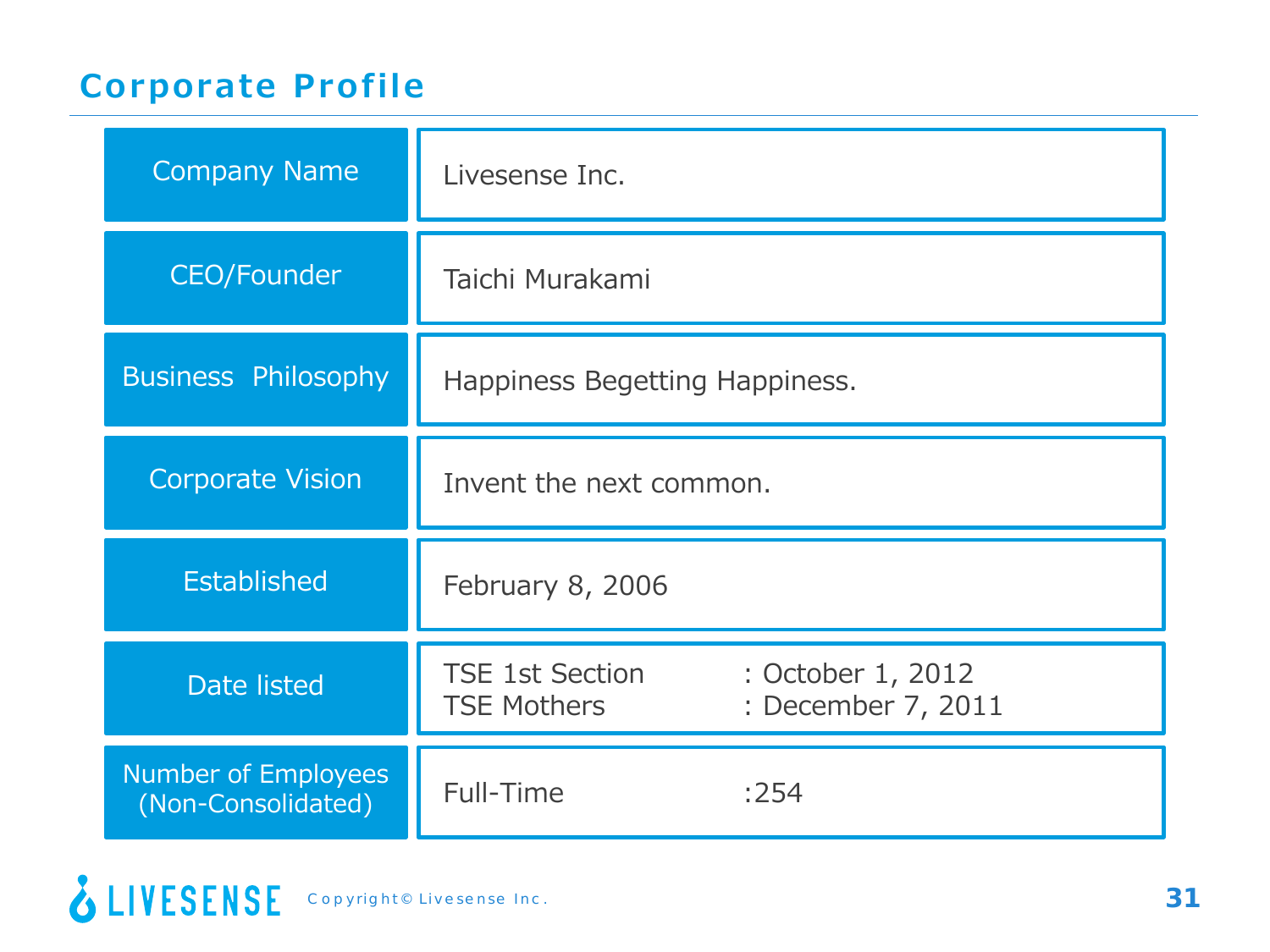# Corporate Profile

| | |
|---|---|
| Company Name | Livesense Inc. |
| CEO/Founder | Taichi Murakami |
| Business Philosophy | Happiness Begetting Happiness. |
| Corporate Vision | Invent the next common. |
| Established | February 8, 2006 |
| Date listed | TSE 1st Section : October 1, 2012<br>TSE Mothers : December 7, 2011 |
| Number of Employees (Non-Consolidated) | Full-Time :254 |

LIVESENSE Copyright© Livesense Inc.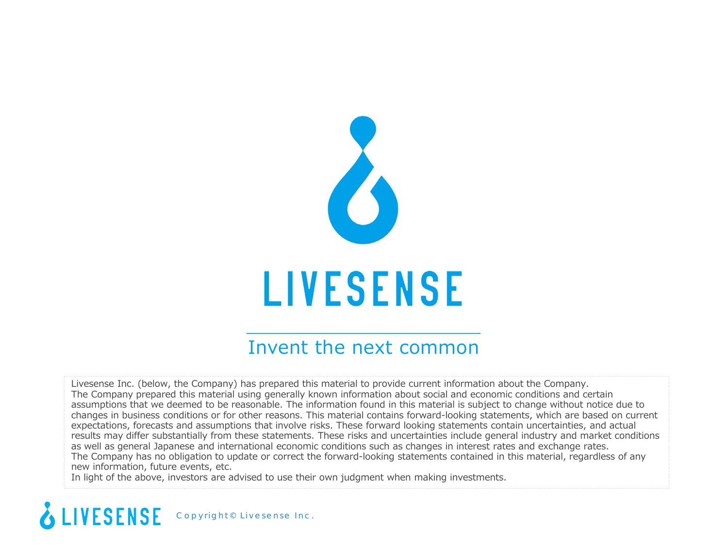# LIVESENSE

Invent the next common

Livesense Inc. (below, the Company) has prepared this material to provide current information about the Company.
The Company prepared this material using generally known information about social and economic conditions and certain assumptions that we deemed to be reasonable. The information found in this material is subject to change without notice due to changes in business conditions or for other reasons. This material contains forward-looking statements, which are based on current expectations, forecasts and assumptions that involve risks. These forward looking statements contain uncertainties, and actual results may differ substantially from these statements. These risks and uncertainties include general industry and market conditions as well as general Japanese and international economic conditions such as changes in interest rates and exchange rates.
The Company has no obligation to update or correct the forward-looking statements contained in this material, regardless of any new information, future events, etc.
In light of the above, investors are advised to use their own judgment when making investments.